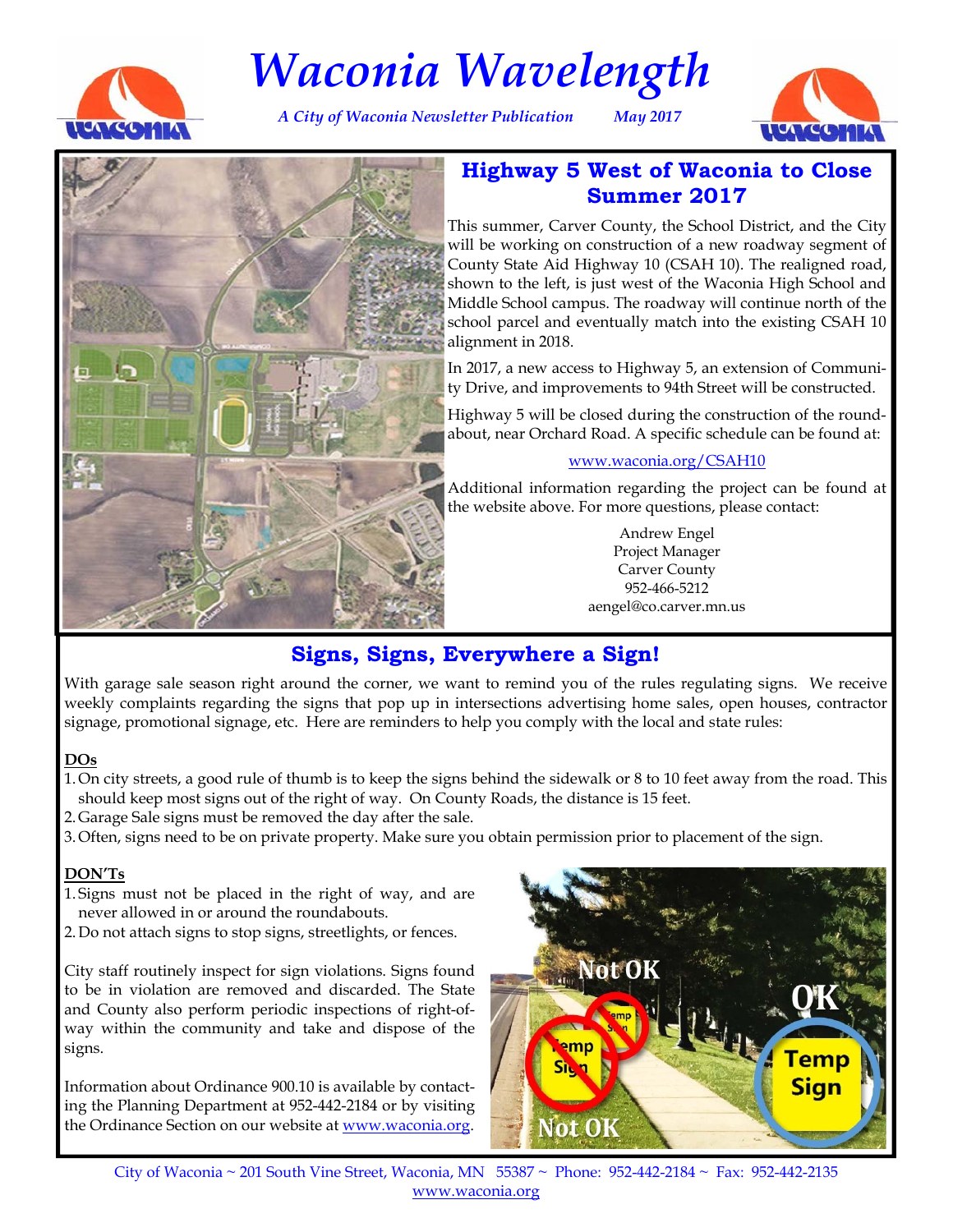# Waconia Wavelength

*A City of Waconia Newsletter Publication May 2017*

## Highway 5 West of Waconia to Close Summer 2017

This summer, Carver County, the School District, and the City will be working on construction of a new roadway segment of County State Aid Highway 10 (CSAH 10). The realigned road, shown to the left, is just west of the Waconia High School and Middle School campus. The roadway will continue north of the school parcel and eventually match into the existing CSAH 10 alignment in 2018.

In 2017, a new access to Highway 5, an extension of Community Drive, and improvements to 94th Street will be constructed.

Highway 5 will be closed during the construction of the roundabout, near Orchard Road. A specific schedule can be found at:

www.waconia.org/CSAH10

Additional information regarding the project can be found at the website above. For more questions, please contact:

Andrew Engel
Project Manager
Carver County
952-466-5212
aengel@co.carver.mn.us

## Signs, Signs, Everywhere a Sign!

With garage sale season right around the corner, we want to remind you of the rules regulating signs. We receive weekly complaints regarding the signs that pop up in intersections advertising home sales, open houses, contractor signage, promotional signage, etc. Here are reminders to help you comply with the local and state rules:

**DOs**

1. On city streets, a good rule of thumb is to keep the signs behind the sidewalk or 8 to 10 feet away from the road. This should keep most signs out of the right of way. On County Roads, the distance is 15 feet.
2. Garage Sale signs must be removed the day after the sale.
3. Often, signs need to be on private property. Make sure you obtain permission prior to placement of the sign.

**DON'Ts**

1. Signs must not be placed in the right of way, and are never allowed in or around the roundabouts.
2. Do not attach signs to stop signs, streetlights, or fences.

City staff routinely inspect for sign violations. Signs found to be in violation are removed and discarded. The State and County also perform periodic inspections of right-of-way within the community and take and dispose of the signs.

Information about Ordinance 900.10 is available by contacting the Planning Department at 952-442-2184 or by visiting the Ordinance Section on our website at www.waconia.org.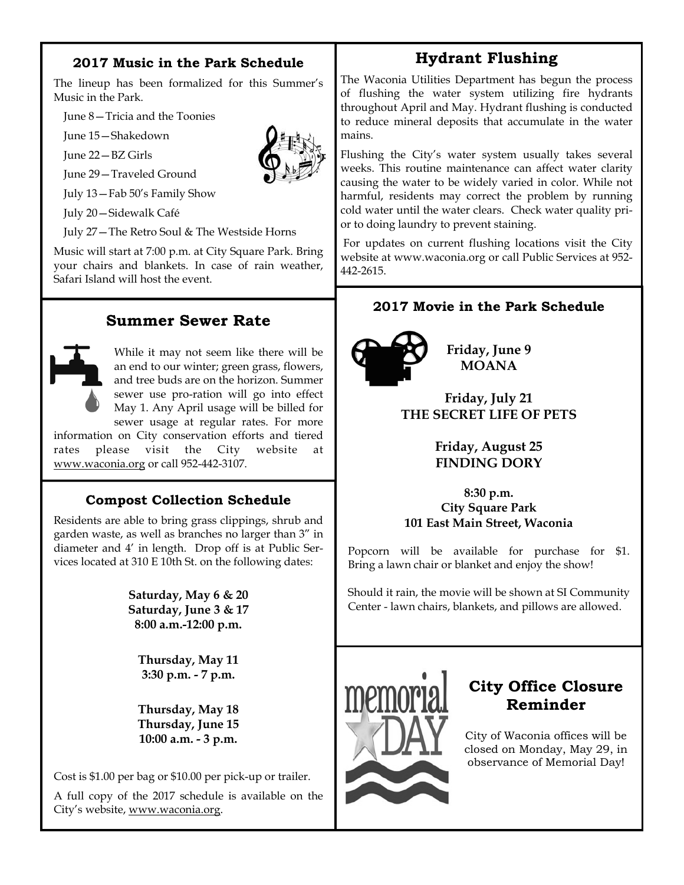## 2017 Music in the Park Schedule

The lineup has been formalized for this Summer's Music in the Park.

June 8—Tricia and the Toonies

June 15—Shakedown

June 22—BZ Girls

June 29—Traveled Ground

July 13—Fab 50's Family Show

July 20—Sidewalk Café

July 27—The Retro Soul & The Westside Horns

Music will start at 7:00 p.m. at City Square Park. Bring your chairs and blankets. In case of rain weather, Safari Island will host the event.

## Summer Sewer Rate

While it may not seem like there will be an end to our winter; green grass, flowers, and tree buds are on the horizon. Summer sewer use pro-ration will go into effect May 1. Any April usage will be billed for sewer usage at regular rates. For more information on City conservation efforts and tiered rates please visit the City website at www.waconia.org or call 952-442-3107.

## Compost Collection Schedule

Residents are able to bring grass clippings, shrub and garden waste, as well as branches no larger than 3" in diameter and 4' in length. Drop off is at Public Services located at 310 E 10th St. on the following dates:

**Saturday, May 6 & 20**
**Saturday, June 3 & 17**
**8:00 a.m.-12:00 p.m.**

**Thursday, May 11**
**3:30 p.m. - 7 p.m.**

**Thursday, May 18**
**Thursday, June 15**
**10:00 a.m. - 3 p.m.**

Cost is $1.00 per bag or $10.00 per pick-up or trailer.

A full copy of the 2017 schedule is available on the City's website, www.waconia.org.

## Hydrant Flushing

The Waconia Utilities Department has begun the process of flushing the water system utilizing fire hydrants throughout April and May. Hydrant flushing is conducted to reduce mineral deposits that accumulate in the water mains.

Flushing the City's water system usually takes several weeks. This routine maintenance can affect water clarity causing the water to be widely varied in color. While not harmful, residents may correct the problem by running cold water until the water clears. Check water quality prior to doing laundry to prevent staining.

For updates on current flushing locations visit the City website at www.waconia.org or call Public Services at 952-442-2615.

## 2017 Movie in the Park Schedule

**Friday, June 9**
**MOANA**

**Friday, July 21**
**THE SECRET LIFE OF PETS**

**Friday, August 25**
**FINDING DORY**

**8:30 p.m.**
**City Square Park**
**101 East Main Street, Waconia**

Popcorn will be available for purchase for $1. Bring a lawn chair or blanket and enjoy the show!

Should it rain, the movie will be shown at SI Community Center - lawn chairs, blankets, and pillows are allowed.

## City Office Closure Reminder

City of Waconia offices will be closed on Monday, May 29, in observance of Memorial Day!